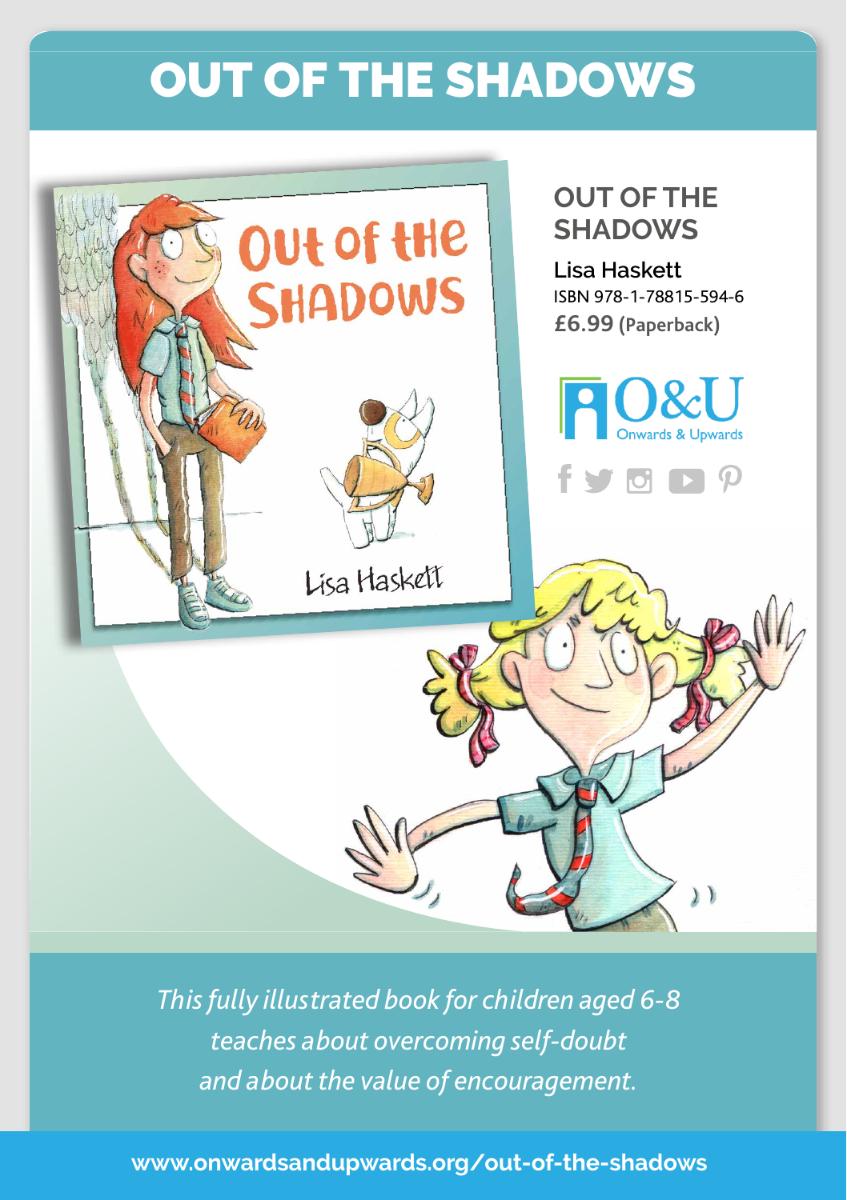# OUT OF THE SHADOWS

## OUT OF THE SHADOWS

**Lisa Haskett**

ISBN 978-1-78815-594-6

**£6.99** (Paperback)

O&U Onwards & Upwards

*This fully illustrated book for children aged 6-8 teaches about overcoming self-doubt and about the value of encouragement.*

**www.onwardsandupwards.org/out-of-the-shadows**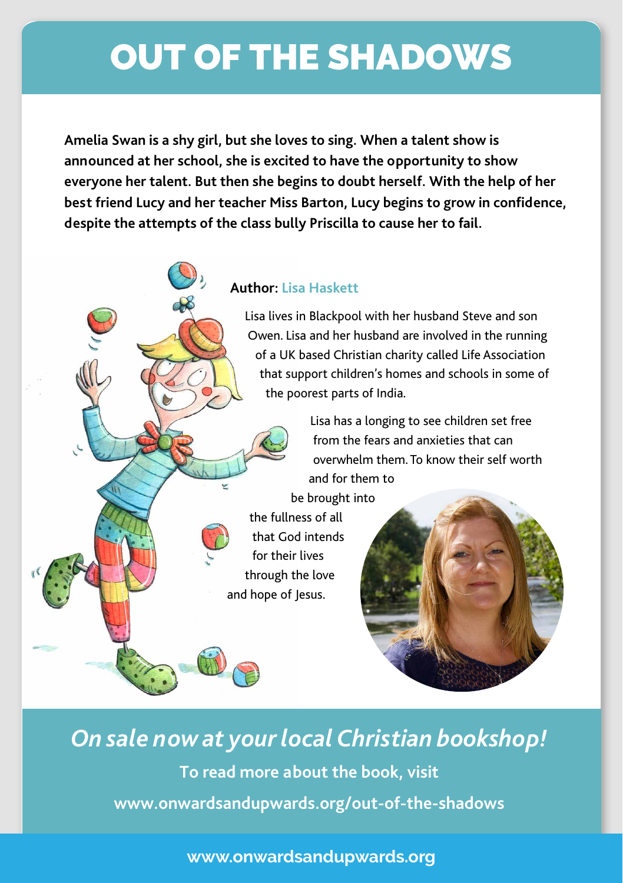# OUT OF THE SHADOWS

**Amelia Swan is a shy girl, but she loves to sing. When a talent show is announced at her school, she is excited to have the opportunity to show everyone her talent. But then she begins to doubt herself. With the help of her best friend Lucy and her teacher Miss Barton, Lucy begins to grow in confidence, despite the attempts of the class bully Priscilla to cause her to fail.**

**Author: Lisa Haskett**

Lisa lives in Blackpool with her husband Steve and son Owen. Lisa and her husband are involved in the running of a UK based Christian charity called Life Association that support children's homes and schools in some of the poorest parts of India.

Lisa has a longing to see children set free from the fears and anxieties that can overwhelm them. To know their self worth and for them to be brought into the fullness of all that God intends for their lives through the love and hope of Jesus.

*On sale now at your local Christian bookshop!*

**To read more about the book, visit**

**www.onwardsandupwards.org/out-of-the-shadows**

www.onwardsandupwards.org